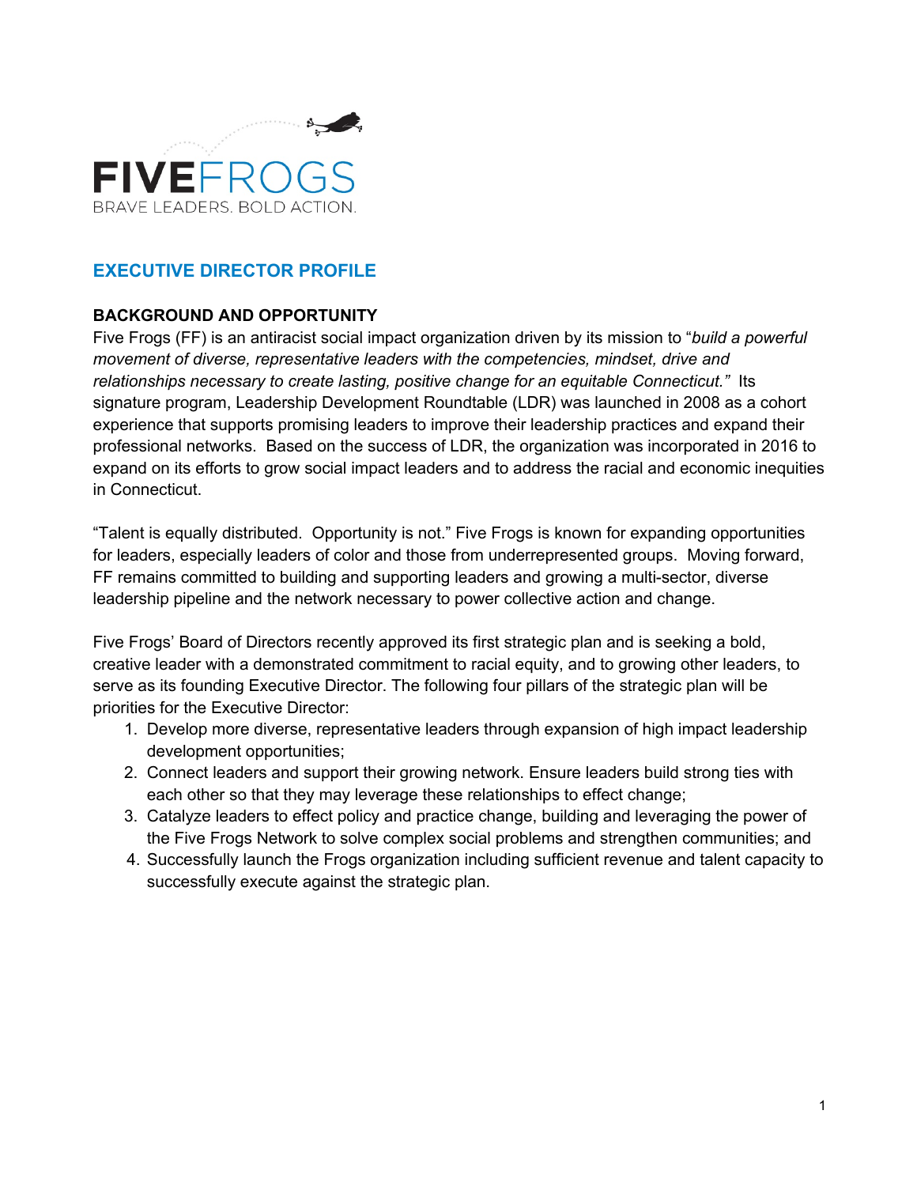FIVEFROGS

BRAVE LEADERS. BOLD ACTION.

# EXECUTIVE DIRECTOR PROFILE

## BACKGROUND AND OPPORTUNITY

Five Frogs (FF) is an antiracist social impact organization driven by its mission to "*build a powerful movement of diverse, representative leaders with the competencies, mindset, drive and relationships necessary to create lasting, positive change for an equitable Connecticut.*" Its signature program, Leadership Development Roundtable (LDR) was launched in 2008 as a cohort experience that supports promising leaders to improve their leadership practices and expand their professional networks. Based on the success of LDR, the organization was incorporated in 2016 to expand on its efforts to grow social impact leaders and to address the racial and economic inequities in Connecticut.

"Talent is equally distributed. Opportunity is not." Five Frogs is known for expanding opportunities for leaders, especially leaders of color and those from underrepresented groups. Moving forward, FF remains committed to building and supporting leaders and growing a multi-sector, diverse leadership pipeline and the network necessary to power collective action and change.

Five Frogs' Board of Directors recently approved its first strategic plan and is seeking a bold, creative leader with a demonstrated commitment to racial equity, and to growing other leaders, to serve as its founding Executive Director. The following four pillars of the strategic plan will be priorities for the Executive Director:

1. Develop more diverse, representative leaders through expansion of high impact leadership development opportunities;
2. Connect leaders and support their growing network. Ensure leaders build strong ties with each other so that they may leverage these relationships to effect change;
3. Catalyze leaders to effect policy and practice change, building and leveraging the power of the Five Frogs Network to solve complex social problems and strengthen communities; and
4. Successfully launch the Frogs organization including sufficient revenue and talent capacity to successfully execute against the strategic plan.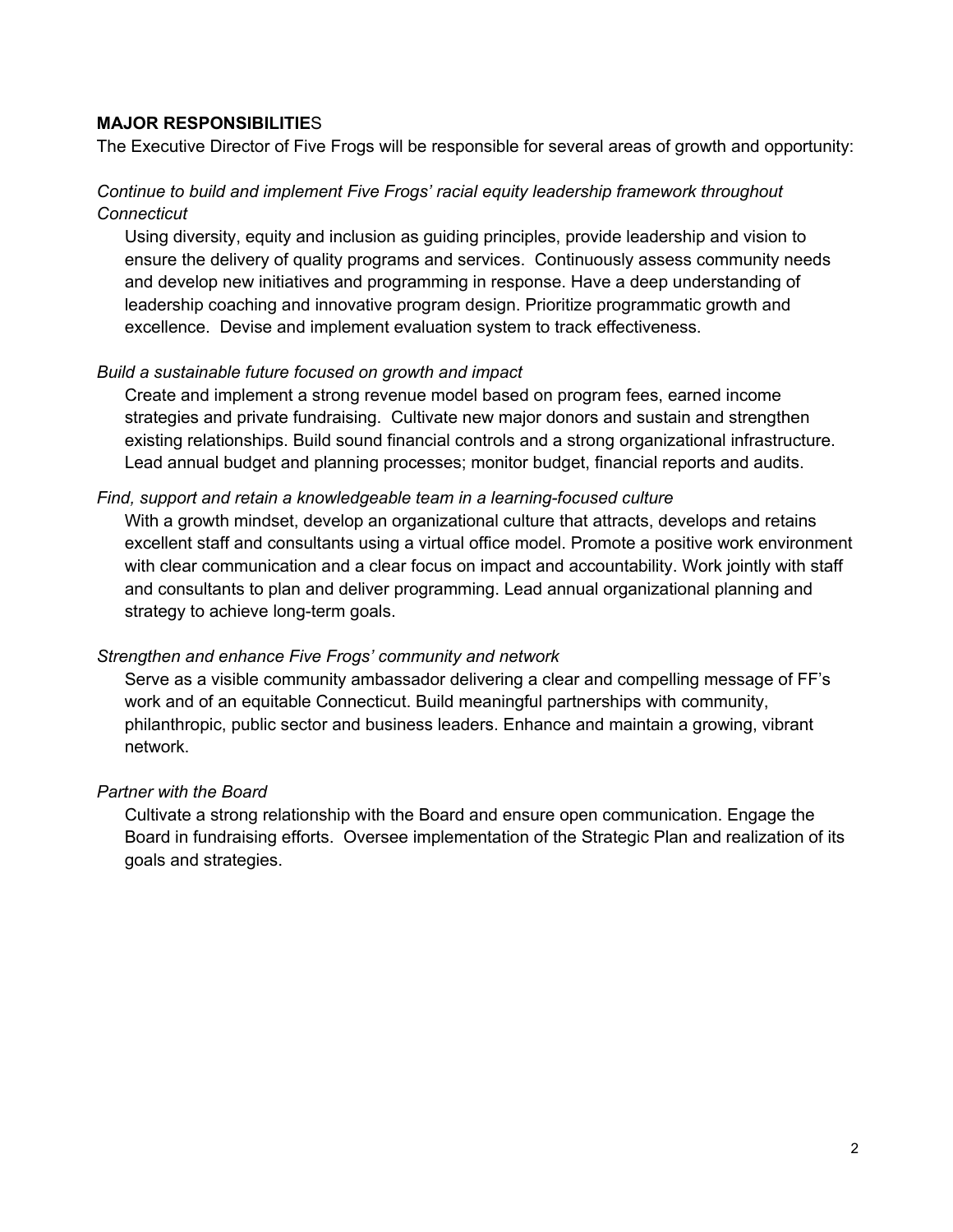**MAJOR RESPONSIBILITIES**

The Executive Director of Five Frogs will be responsible for several areas of growth and opportunity:

*Continue to build and implement Five Frogs' racial equity leadership framework throughout Connecticut*

Using diversity, equity and inclusion as guiding principles, provide leadership and vision to ensure the delivery of quality programs and services. Continuously assess community needs and develop new initiatives and programming in response. Have a deep understanding of leadership coaching and innovative program design. Prioritize programmatic growth and excellence. Devise and implement evaluation system to track effectiveness.

*Build a sustainable future focused on growth and impact*

Create and implement a strong revenue model based on program fees, earned income strategies and private fundraising. Cultivate new major donors and sustain and strengthen existing relationships. Build sound financial controls and a strong organizational infrastructure. Lead annual budget and planning processes; monitor budget, financial reports and audits.

*Find, support and retain a knowledgeable team in a learning-focused culture*

With a growth mindset, develop an organizational culture that attracts, develops and retains excellent staff and consultants using a virtual office model. Promote a positive work environment with clear communication and a clear focus on impact and accountability. Work jointly with staff and consultants to plan and deliver programming. Lead annual organizational planning and strategy to achieve long-term goals.

*Strengthen and enhance Five Frogs' community and network*

Serve as a visible community ambassador delivering a clear and compelling message of FF's work and of an equitable Connecticut. Build meaningful partnerships with community, philanthropic, public sector and business leaders. Enhance and maintain a growing, vibrant network.

*Partner with the Board*

Cultivate a strong relationship with the Board and ensure open communication. Engage the Board in fundraising efforts. Oversee implementation of the Strategic Plan and realization of its goals and strategies.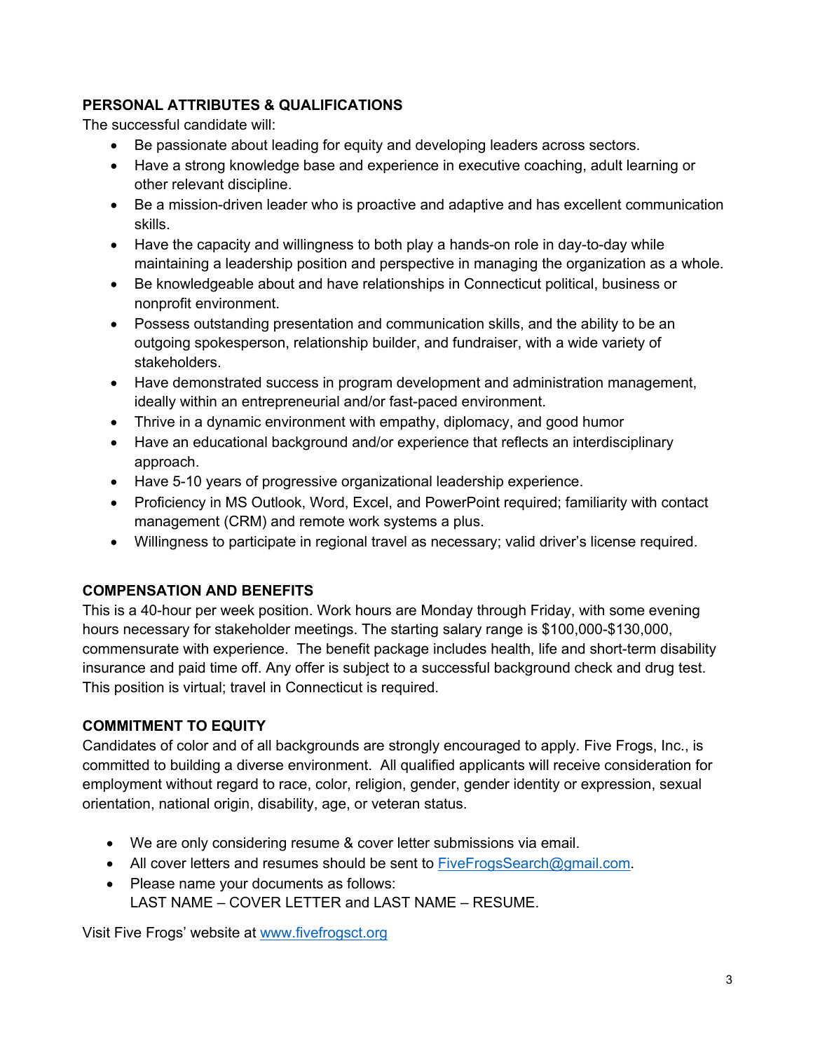**PERSONAL ATTRIBUTES & QUALIFICATIONS**

The successful candidate will:

- Be passionate about leading for equity and developing leaders across sectors.
- Have a strong knowledge base and experience in executive coaching, adult learning or other relevant discipline.
- Be a mission-driven leader who is proactive and adaptive and has excellent communication skills.
- Have the capacity and willingness to both play a hands-on role in day-to-day while maintaining a leadership position and perspective in managing the organization as a whole.
- Be knowledgeable about and have relationships in Connecticut political, business or nonprofit environment.
- Possess outstanding presentation and communication skills, and the ability to be an outgoing spokesperson, relationship builder, and fundraiser, with a wide variety of stakeholders.
- Have demonstrated success in program development and administration management, ideally within an entrepreneurial and/or fast-paced environment.
- Thrive in a dynamic environment with empathy, diplomacy, and good humor
- Have an educational background and/or experience that reflects an interdisciplinary approach.
- Have 5-10 years of progressive organizational leadership experience.
- Proficiency in MS Outlook, Word, Excel, and PowerPoint required; familiarity with contact management (CRM) and remote work systems a plus.
- Willingness to participate in regional travel as necessary; valid driver's license required.

**COMPENSATION AND BENEFITS**

This is a 40-hour per week position. Work hours are Monday through Friday, with some evening hours necessary for stakeholder meetings. The starting salary range is $100,000-$130,000, commensurate with experience. The benefit package includes health, life and short-term disability insurance and paid time off. Any offer is subject to a successful background check and drug test. This position is virtual; travel in Connecticut is required.

**COMMITMENT TO EQUITY**

Candidates of color and of all backgrounds are strongly encouraged to apply. Five Frogs, Inc., is committed to building a diverse environment. All qualified applicants will receive consideration for employment without regard to race, color, religion, gender, gender identity or expression, sexual orientation, national origin, disability, age, or veteran status.

- We are only considering resume & cover letter submissions via email.
- All cover letters and resumes should be sent to FiveFrogsSearch@gmail.com.
- Please name your documents as follows:
  LAST NAME – COVER LETTER and LAST NAME – RESUME.

Visit Five Frogs' website at www.fivefrogsct.org